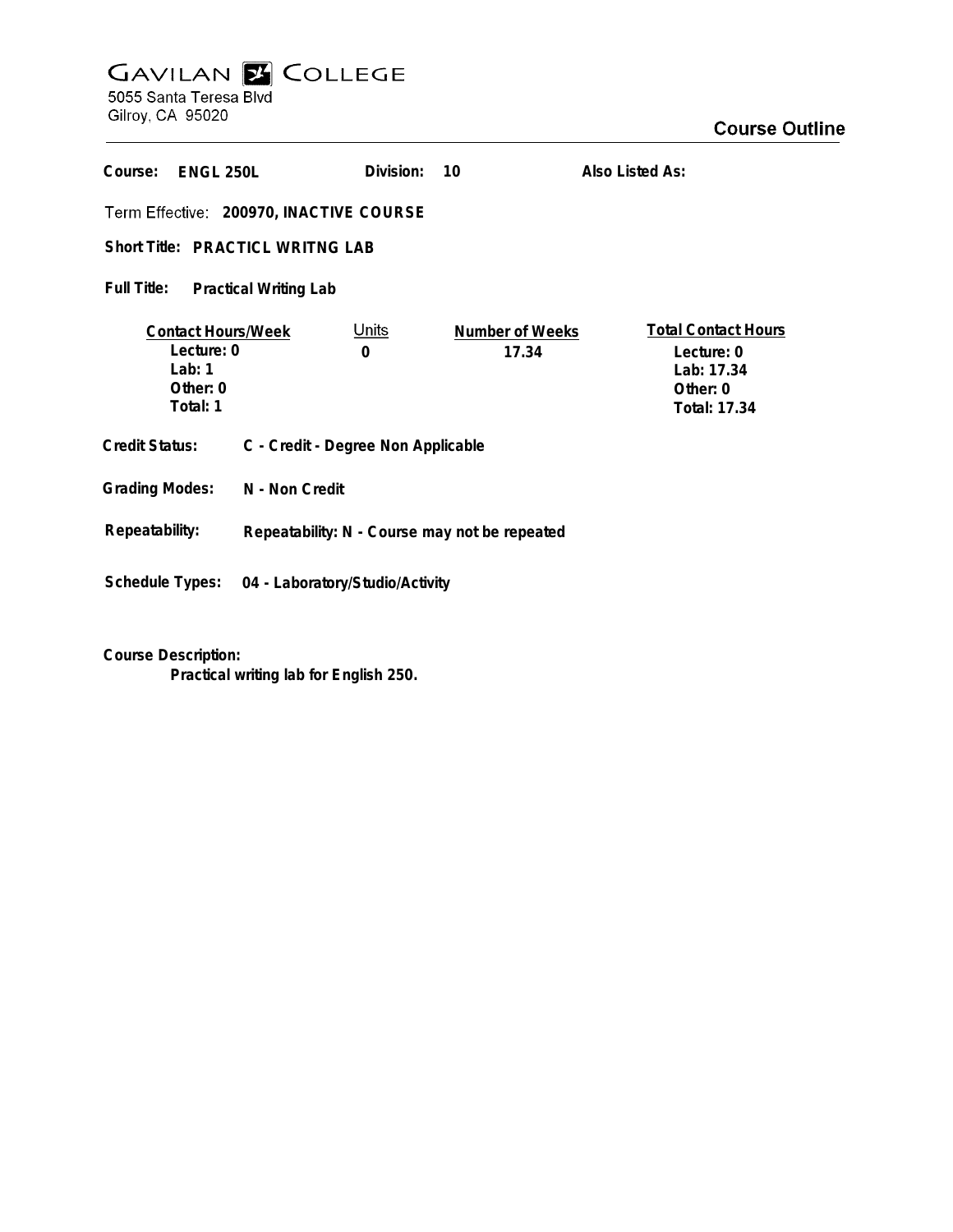# GAVILAN COLLEGE

5055 Santa Teresa Blvd
Gilroy, CA 95020

## Course Outline

**Course:** ENGL 250L **Division:** 10 **Also Listed As:**

**Term Effective:** 200970, INACTIVE COURSE

**Short Title:** PRACTICL WRITNG LAB

**Full Title:** Practical Writing Lab

| Contact Hours/Week | Units | Number of Weeks | Total Contact Hours |
|---|---|---|---|
| Lecture: 0 | 0 | 17.34 | Lecture: 0 |
| Lab: 1 | | | Lab: 17.34 |
| Other: 0 | | | Other: 0 |
| Total: 1 | | | Total: 17.34 |

**Credit Status:** C - Credit - Degree Non Applicable

**Grading Modes:** N - Non Credit

**Repeatability:** Repeatability: N - Course may not be repeated

**Schedule Types:** 04 - Laboratory/Studio/Activity

**Course Description:**

Practical writing lab for English 250.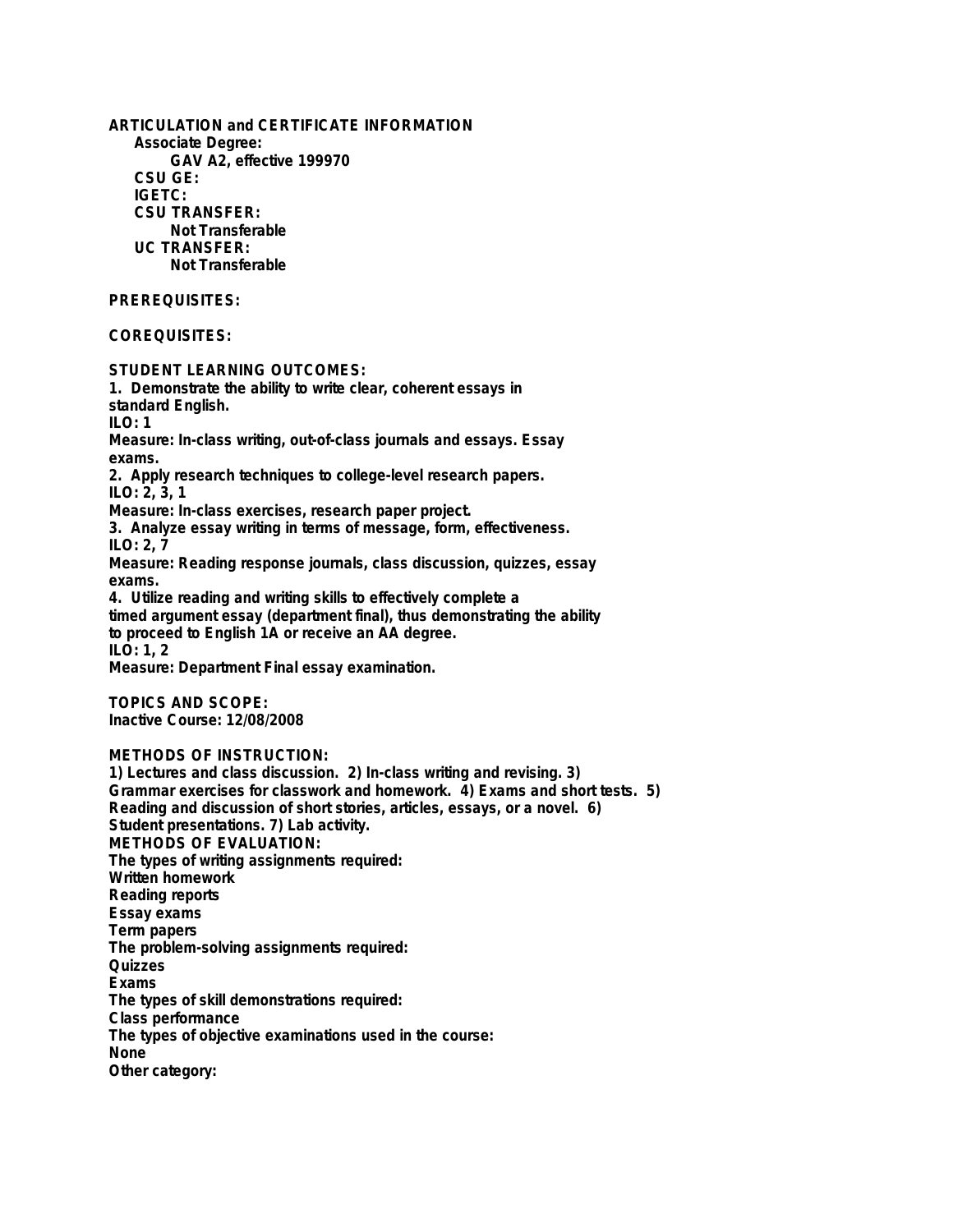**ARTICULATION and CERTIFICATE INFORMATION**

**Associate Degree:**

**GAV A2, effective 199970**

**CSU GE:**

**IGETC:**

**CSU TRANSFER:**

**Not Transferable**

**UC TRANSFER:**

**Not Transferable**

**PREREQUISITES:**

**COREQUISITES:**

**STUDENT LEARNING OUTCOMES:**

1. Demonstrate the ability to write clear, coherent essays in standard English.
ILO: 1
Measure: In-class writing, out-of-class journals and essays. Essay exams.
2. Apply research techniques to college-level research papers.
ILO: 2, 3, 1
Measure: In-class exercises, research paper project.
3. Analyze essay writing in terms of message, form, effectiveness.
ILO: 2, 7
Measure: Reading response journals, class discussion, quizzes, essay exams.
4. Utilize reading and writing skills to effectively complete a timed argument essay (department final), thus demonstrating the ability to proceed to English 1A or receive an AA degree.
ILO: 1, 2
Measure: Department Final essay examination.

**TOPICS AND SCOPE:**
Inactive Course: 12/08/2008

**METHODS OF INSTRUCTION:**
1) Lectures and class discussion. 2) In-class writing and revising. 3) Grammar exercises for classwork and homework. 4) Exams and short tests. 5) Reading and discussion of short stories, articles, essays, or a novel. 6) Student presentations. 7) Lab activity.

**METHODS OF EVALUATION:**
The types of writing assignments required:
Written homework
Reading reports
Essay exams
Term papers
The problem-solving assignments required:
Quizzes
Exams
The types of skill demonstrations required:
Class performance
The types of objective examinations used in the course:
None
Other category: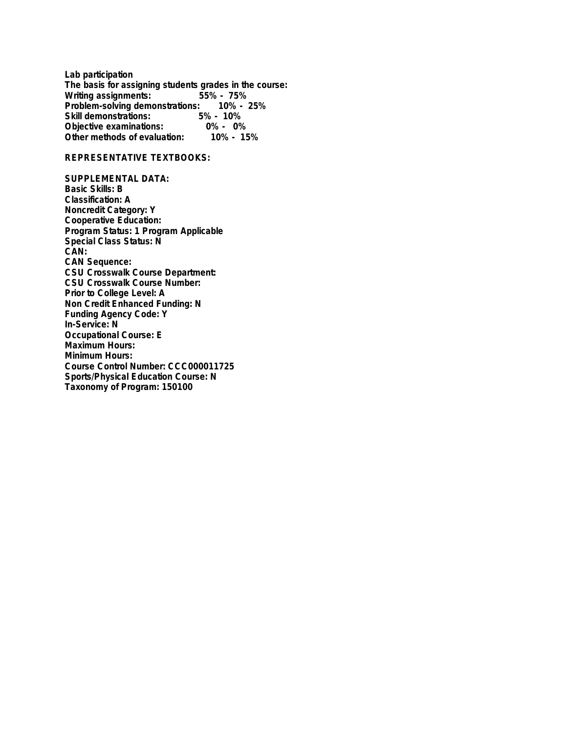Lab participation

The basis for assigning students grades in the course:

Writing assignments: 55% - 75%

Problem-solving demonstrations: 10% - 25%

Skill demonstrations: 5% - 10%

Objective examinations: 0% - 0%

Other methods of evaluation: 10% - 15%

## REPRESENTATIVE TEXTBOOKS:

## SUPPLEMENTAL DATA:

Basic Skills: B

Classification: A

Noncredit Category: Y

Cooperative Education:

Program Status: 1 Program Applicable

Special Class Status: N

CAN:

CAN Sequence:

CSU Crosswalk Course Department:

CSU Crosswalk Course Number:

Prior to College Level: A

Non Credit Enhanced Funding: N

Funding Agency Code: Y

In-Service: N

Occupational Course: E

Maximum Hours:

Minimum Hours:

Course Control Number: CCC000011725

Sports/Physical Education Course: N

Taxonomy of Program: 150100